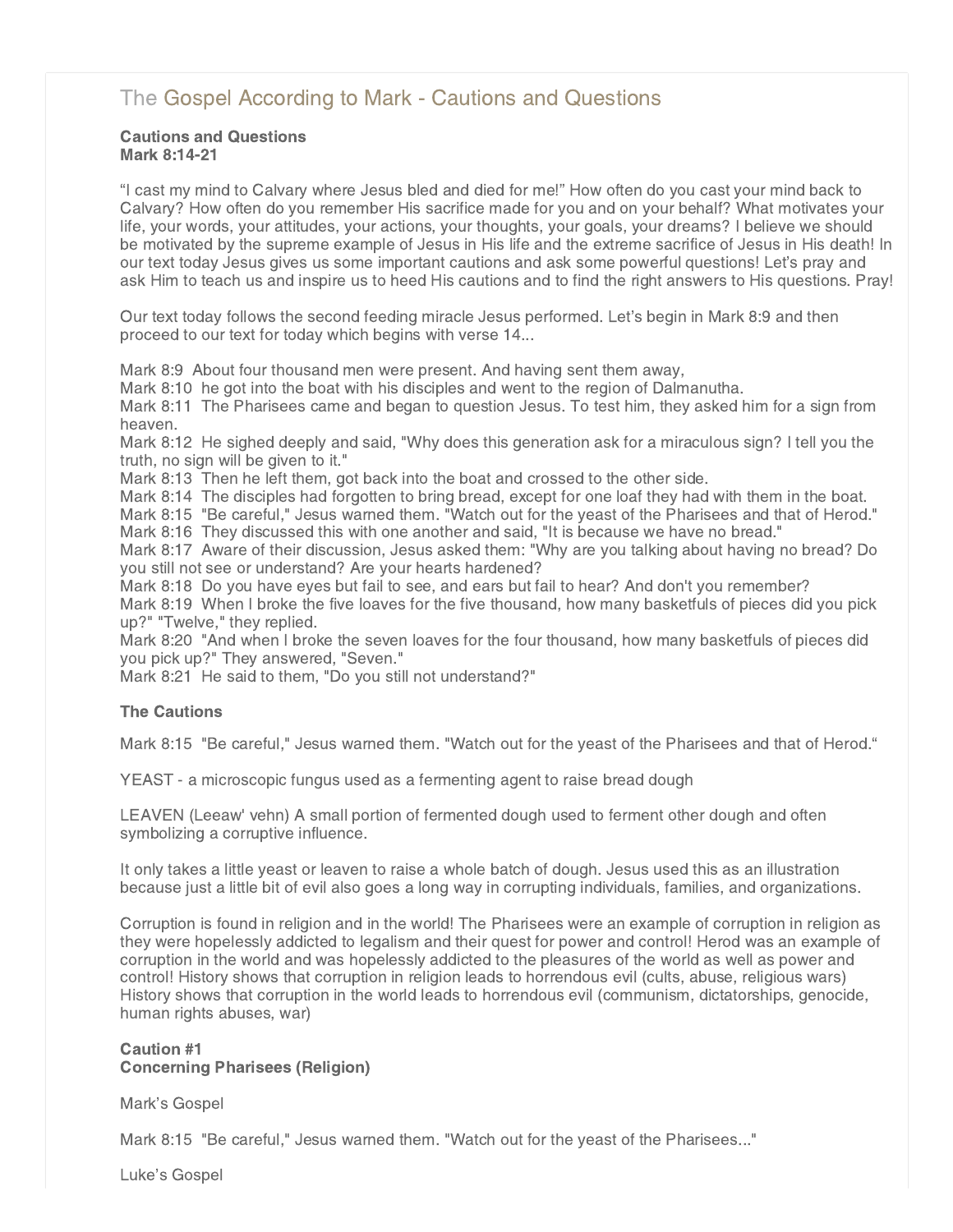# The Gospel According to Mark - Cautions and Questions

**Cautions and Questions**
**Mark 8:14-21**

“I cast my mind to Calvary where Jesus bled and died for me!” How often do you cast your mind back to Calvary? How often do you remember His sacrifice made for you and on your behalf? What motivates your life, your words, your attitudes, your actions, your thoughts, your goals, your dreams? I believe we should be motivated by the supreme example of Jesus in His life and the extreme sacrifice of Jesus in His death! In our text today Jesus gives us some important cautions and ask some powerful questions! Let’s pray and ask Him to teach us and inspire us to heed His cautions and to find the right answers to His questions. Pray!

Our text today follows the second feeding miracle Jesus performed. Let’s begin in Mark 8:9 and then proceed to our text for today which begins with verse 14...

Mark 8:9 About four thousand men were present. And having sent them away,
Mark 8:10 he got into the boat with his disciples and went to the region of Dalmanutha.
Mark 8:11 The Pharisees came and began to question Jesus. To test him, they asked him for a sign from heaven.
Mark 8:12 He sighed deeply and said, "Why does this generation ask for a miraculous sign? I tell you the truth, no sign will be given to it."
Mark 8:13 Then he left them, got back into the boat and crossed to the other side.
Mark 8:14 The disciples had forgotten to bring bread, except for one loaf they had with them in the boat.
Mark 8:15 "Be careful," Jesus warned them. "Watch out for the yeast of the Pharisees and that of Herod."
Mark 8:16 They discussed this with one another and said, "It is because we have no bread."
Mark 8:17 Aware of their discussion, Jesus asked them: "Why are you talking about having no bread? Do you still not see or understand? Are your hearts hardened?
Mark 8:18 Do you have eyes but fail to see, and ears but fail to hear? And don't you remember?
Mark 8:19 When I broke the five loaves for the five thousand, how many basketfuls of pieces did you pick up?" "Twelve," they replied.
Mark 8:20 "And when I broke the seven loaves for the four thousand, how many basketfuls of pieces did you pick up?" They answered, "Seven."
Mark 8:21 He said to them, "Do you still not understand?"

**The Cautions**

Mark 8:15 "Be careful," Jesus warned them. "Watch out for the yeast of the Pharisees and that of Herod.“

YEAST - a microscopic fungus used as a fermenting agent to raise bread dough

LEAVEN (Leeaw' vehn) A small portion of fermented dough used to ferment other dough and often symbolizing a corruptive influence.

It only takes a little yeast or leaven to raise a whole batch of dough. Jesus used this as an illustration because just a little bit of evil also goes a long way in corrupting individuals, families, and organizations.

Corruption is found in religion and in the world! The Pharisees were an example of corruption in religion as they were hopelessly addicted to legalism and their quest for power and control! Herod was an example of corruption in the world and was hopelessly addicted to the pleasures of the world as well as power and control! History shows that corruption in religion leads to horrendous evil (cults, abuse, religious wars) History shows that corruption in the world leads to horrendous evil (communism, dictatorships, genocide, human rights abuses, war)

**Caution #1**
**Concerning Pharisees (Religion)**

Mark’s Gospel

Mark 8:15 "Be careful," Jesus warned them. "Watch out for the yeast of the Pharisees..."

Luke’s Gospel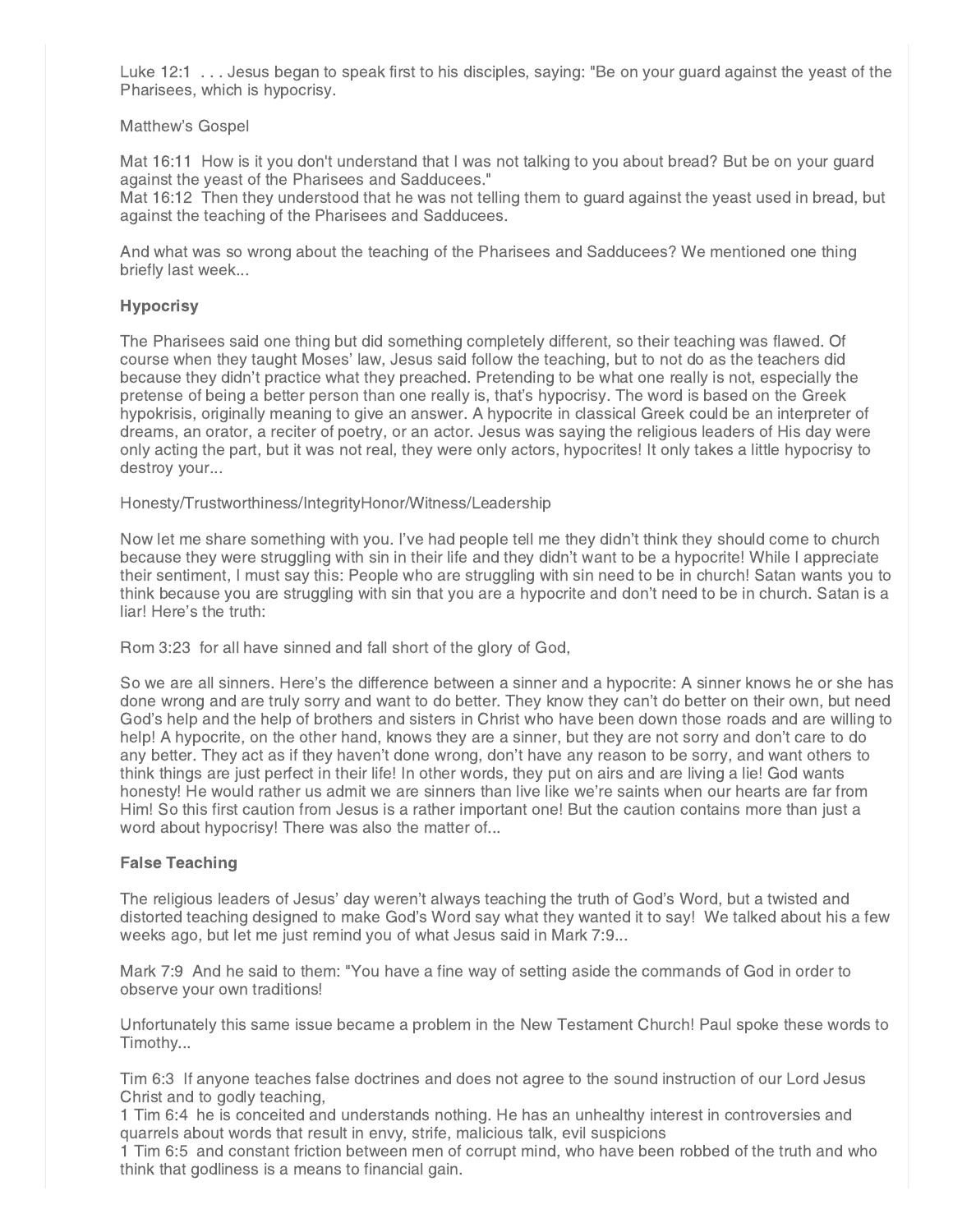Luke 12:1 . . . Jesus began to speak first to his disciples, saying: "Be on your guard against the yeast of the Pharisees, which is hypocrisy.

Matthew's Gospel

Mat 16:11 How is it you don't understand that I was not talking to you about bread? But be on your guard against the yeast of the Pharisees and Sadducees."
Mat 16:12 Then they understood that he was not telling them to guard against the yeast used in bread, but against the teaching of the Pharisees and Sadducees.

And what was so wrong about the teaching of the Pharisees and Sadducees? We mentioned one thing briefly last week...

### Hypocrisy

The Pharisees said one thing but did something completely different, so their teaching was flawed. Of course when they taught Moses' law, Jesus said follow the teaching, but to not do as the teachers did because they didn't practice what they preached. Pretending to be what one really is not, especially the pretense of being a better person than one really is, that's hypocrisy. The word is based on the Greek hypokrisis, originally meaning to give an answer. A hypocrite in classical Greek could be an interpreter of dreams, an orator, a reciter of poetry, or an actor. Jesus was saying the religious leaders of His day were only acting the part, but it was not real, they were only actors, hypocrites! It only takes a little hypocrisy to destroy your...

Honesty/Trustworthiness/IntegrityHonor/Witness/Leadership

Now let me share something with you. I've had people tell me they didn't think they should come to church because they were struggling with sin in their life and they didn't want to be a hypocrite! While I appreciate their sentiment, I must say this: People who are struggling with sin need to be in church! Satan wants you to think because you are struggling with sin that you are a hypocrite and don't need to be in church. Satan is a liar! Here's the truth:

Rom 3:23 for all have sinned and fall short of the glory of God,

So we are all sinners. Here's the difference between a sinner and a hypocrite: A sinner knows he or she has done wrong and are truly sorry and want to do better. They know they can't do better on their own, but need God's help and the help of brothers and sisters in Christ who have been down those roads and are willing to help! A hypocrite, on the other hand, knows they are a sinner, but they are not sorry and don't care to do any better. They act as if they haven't done wrong, don't have any reason to be sorry, and want others to think things are just perfect in their life! In other words, they put on airs and are living a lie! God wants honesty! He would rather us admit we are sinners than live like we're saints when our hearts are far from Him! So this first caution from Jesus is a rather important one! But the caution contains more than just a word about hypocrisy! There was also the matter of...

### False Teaching

The religious leaders of Jesus' day weren't always teaching the truth of God's Word, but a twisted and distorted teaching designed to make God's Word say what they wanted it to say! We talked about his a few weeks ago, but let me just remind you of what Jesus said in Mark 7:9...

Mark 7:9 And he said to them: "You have a fine way of setting aside the commands of God in order to observe your own traditions!

Unfortunately this same issue became a problem in the New Testament Church! Paul spoke these words to Timothy...

Tim 6:3 If anyone teaches false doctrines and does not agree to the sound instruction of our Lord Jesus Christ and to godly teaching,
1 Tim 6:4 he is conceited and understands nothing. He has an unhealthy interest in controversies and quarrels about words that result in envy, strife, malicious talk, evil suspicions
1 Tim 6:5 and constant friction between men of corrupt mind, who have been robbed of the truth and who think that godliness is a means to financial gain.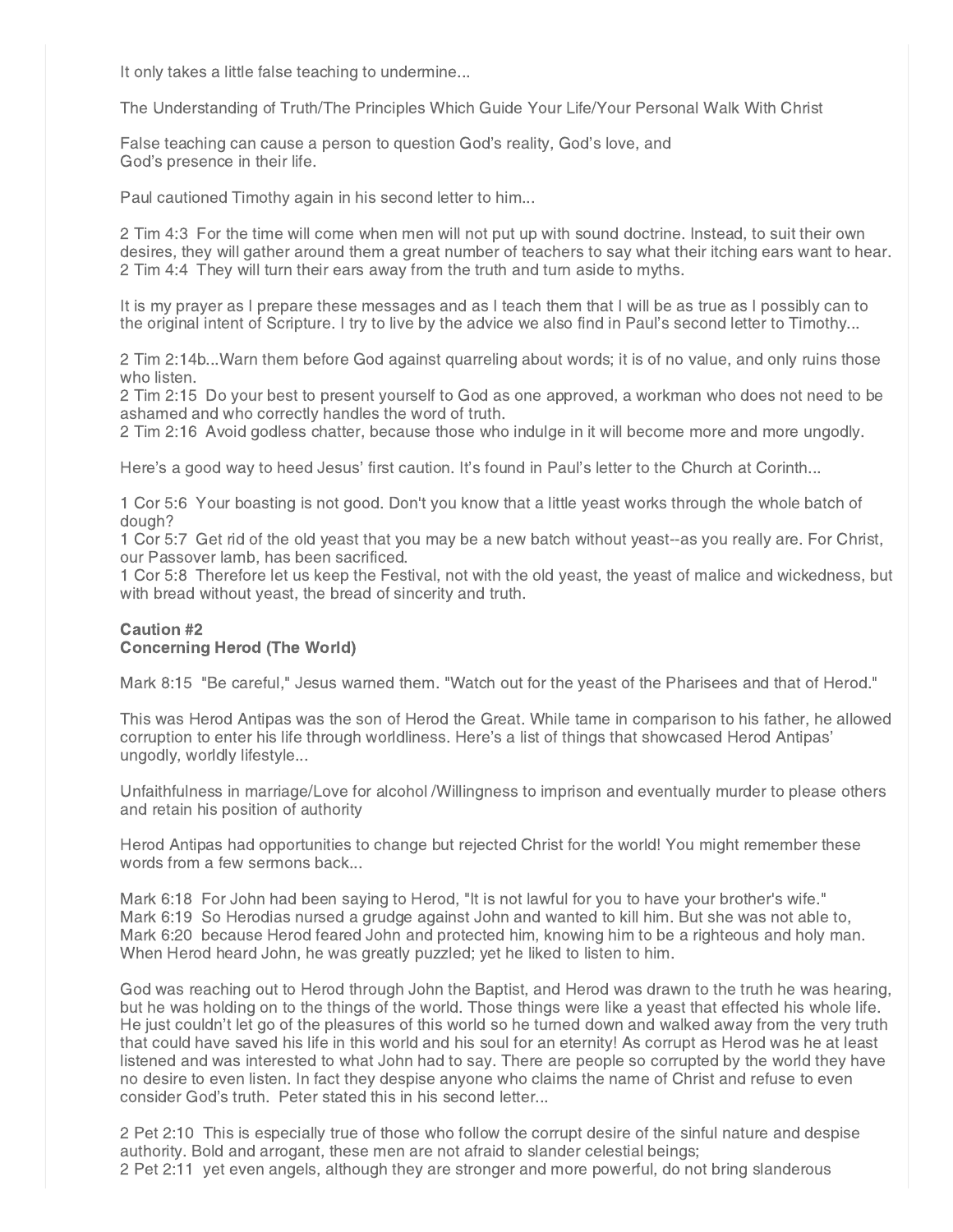It only takes a little false teaching to undermine...

The Understanding of Truth/The Principles Which Guide Your Life/Your Personal Walk With Christ

False teaching can cause a person to question God's reality, God's love, and God's presence in their life.

Paul cautioned Timothy again in his second letter to him...

2 Tim 4:3  For the time will come when men will not put up with sound doctrine. Instead, to suit their own desires, they will gather around them a great number of teachers to say what their itching ears want to hear.
2 Tim 4:4  They will turn their ears away from the truth and turn aside to myths.

It is my prayer as I prepare these messages and as I teach them that I will be as true as I possibly can to the original intent of Scripture. I try to live by the advice we also find in Paul's second letter to Timothy...

2 Tim 2:14b...Warn them before God against quarreling about words; it is of no value, and only ruins those who listen.
2 Tim 2:15  Do your best to present yourself to God as one approved, a workman who does not need to be ashamed and who correctly handles the word of truth.
2 Tim 2:16  Avoid godless chatter, because those who indulge in it will become more and more ungodly.

Here's a good way to heed Jesus' first caution. It's found in Paul's letter to the Church at Corinth...

1 Cor 5:6  Your boasting is not good. Don't you know that a little yeast works through the whole batch of dough?
1 Cor 5:7  Get rid of the old yeast that you may be a new batch without yeast--as you really are. For Christ, our Passover lamb, has been sacrificed.
1 Cor 5:8  Therefore let us keep the Festival, not with the old yeast, the yeast of malice and wickedness, but with bread without yeast, the bread of sincerity and truth.

**Caution #2**
**Concerning Herod (The World)**

Mark 8:15  "Be careful," Jesus warned them. "Watch out for the yeast of the Pharisees and that of Herod."

This was Herod Antipas was the son of Herod the Great. While tame in comparison to his father, he allowed corruption to enter his life through worldliness. Here's a list of things that showcased Herod Antipas' ungodly, worldly lifestyle...

Unfaithfulness in marriage/Love for alcohol /Willingness to imprison and eventually murder to please others and retain his position of authority

Herod Antipas had opportunities to change but rejected Christ for the world! You might remember these words from a few sermons back...

Mark 6:18  For John had been saying to Herod, "It is not lawful for you to have your brother's wife."
Mark 6:19  So Herodias nursed a grudge against John and wanted to kill him. But she was not able to,
Mark 6:20  because Herod feared John and protected him, knowing him to be a righteous and holy man. When Herod heard John, he was greatly puzzled; yet he liked to listen to him.

God was reaching out to Herod through John the Baptist, and Herod was drawn to the truth he was hearing, but he was holding on to the things of the world. Those things were like a yeast that effected his whole life. He just couldn't let go of the pleasures of this world so he turned down and walked away from the very truth that could have saved his life in this world and his soul for an eternity! As corrupt as Herod was he at least listened and was interested to what John had to say. There are people so corrupted by the world they have no desire to even listen. In fact they despise anyone who claims the name of Christ and refuse to even consider God's truth.  Peter stated this in his second letter...

2 Pet 2:10  This is especially true of those who follow the corrupt desire of the sinful nature and despise authority. Bold and arrogant, these men are not afraid to slander celestial beings;
2 Pet 2:11  yet even angels, although they are stronger and more powerful, do not bring slanderous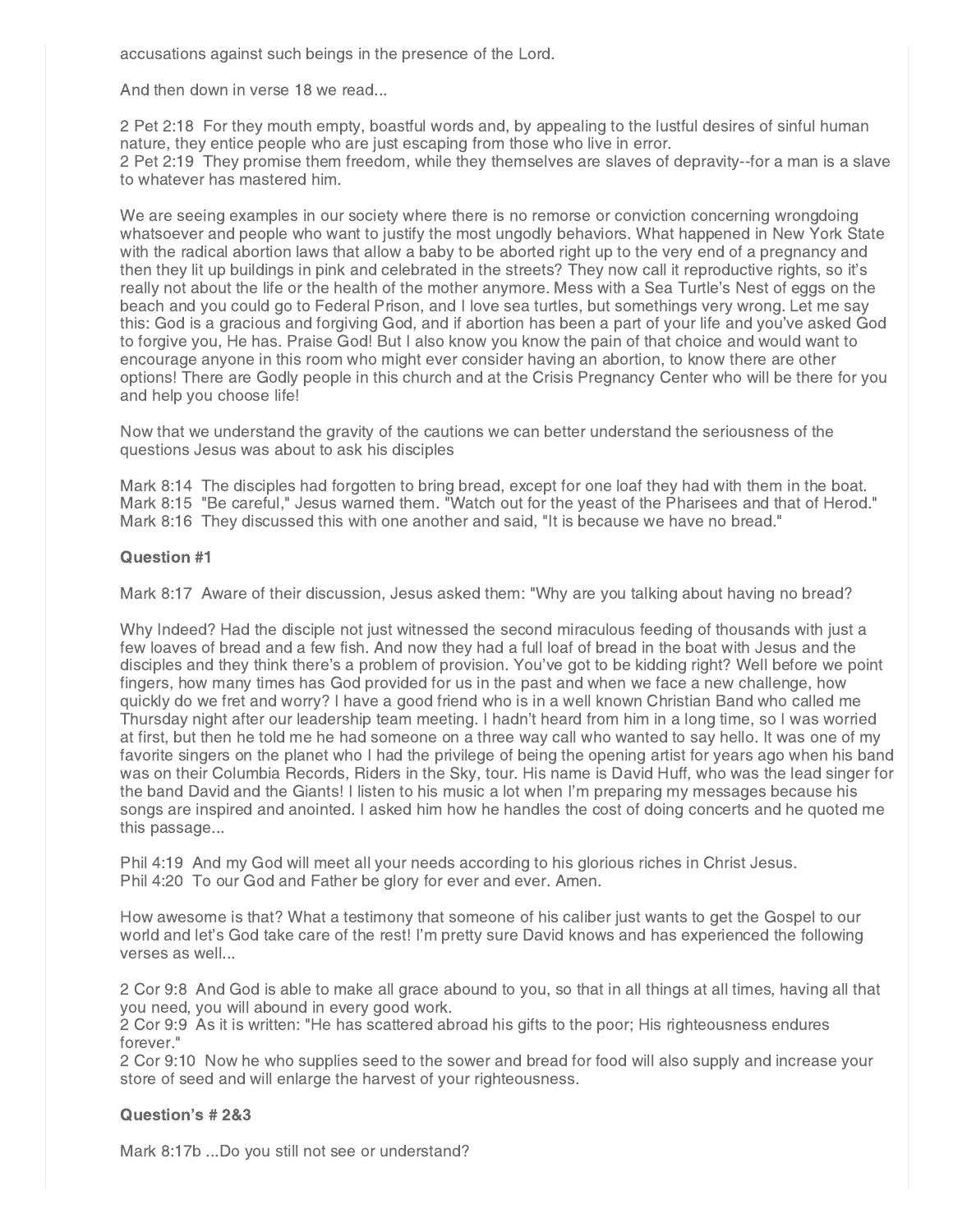accusations against such beings in the presence of the Lord.

And then down in verse 18 we read...

2 Pet 2:18 For they mouth empty, boastful words and, by appealing to the lustful desires of sinful human nature, they entice people who are just escaping from those who live in error.
2 Pet 2:19 They promise them freedom, while they themselves are slaves of depravity--for a man is a slave to whatever has mastered him.

We are seeing examples in our society where there is no remorse or conviction concerning wrongdoing whatsoever and people who want to justify the most ungodly behaviors. What happened in New York State with the radical abortion laws that allow a baby to be aborted right up to the very end of a pregnancy and then they lit up buildings in pink and celebrated in the streets? They now call it reproductive rights, so it's really not about the life or the health of the mother anymore. Mess with a Sea Turtle's Nest of eggs on the beach and you could go to Federal Prison, and I love sea turtles, but somethings very wrong. Let me say this: God is a gracious and forgiving God, and if abortion has been a part of your life and you've asked God to forgive you, He has. Praise God! But I also know you know the pain of that choice and would want to encourage anyone in this room who might ever consider having an abortion, to know there are other options! There are Godly people in this church and at the Crisis Pregnancy Center who will be there for you and help you choose life!

Now that we understand the gravity of the cautions we can better understand the seriousness of the questions Jesus was about to ask his disciples

Mark 8:14 The disciples had forgotten to bring bread, except for one loaf they had with them in the boat.
Mark 8:15 "Be careful," Jesus warned them. "Watch out for the yeast of the Pharisees and that of Herod."
Mark 8:16 They discussed this with one another and said, "It is because we have no bread."

**Question #1**

Mark 8:17 Aware of their discussion, Jesus asked them: "Why are you talking about having no bread?

Why Indeed? Had the disciple not just witnessed the second miraculous feeding of thousands with just a few loaves of bread and a few fish. And now they had a full loaf of bread in the boat with Jesus and the disciples and they think there's a problem of provision. You've got to be kidding right? Well before we point fingers, how many times has God provided for us in the past and when we face a new challenge, how quickly do we fret and worry? I have a good friend who is in a well known Christian Band who called me Thursday night after our leadership team meeting. I hadn't heard from him in a long time, so I was worried at first, but then he told me he had someone on a three way call who wanted to say hello. It was one of my favorite singers on the planet who I had the privilege of being the opening artist for years ago when his band was on their Columbia Records, Riders in the Sky, tour. His name is David Huff, who was the lead singer for the band David and the Giants! I listen to his music a lot when I'm preparing my messages because his songs are inspired and anointed. I asked him how he handles the cost of doing concerts and he quoted me this passage...

Phil 4:19 And my God will meet all your needs according to his glorious riches in Christ Jesus.
Phil 4:20 To our God and Father be glory for ever and ever. Amen.

How awesome is that? What a testimony that someone of his caliber just wants to get the Gospel to our world and let's God take care of the rest! I'm pretty sure David knows and has experienced the following verses as well...

2 Cor 9:8 And God is able to make all grace abound to you, so that in all things at all times, having all that you need, you will abound in every good work.
2 Cor 9:9 As it is written: "He has scattered abroad his gifts to the poor; His righteousness endures forever."
2 Cor 9:10 Now he who supplies seed to the sower and bread for food will also supply and increase your store of seed and will enlarge the harvest of your righteousness.

**Question's # 2&3**

Mark 8:17b ...Do you still not see or understand?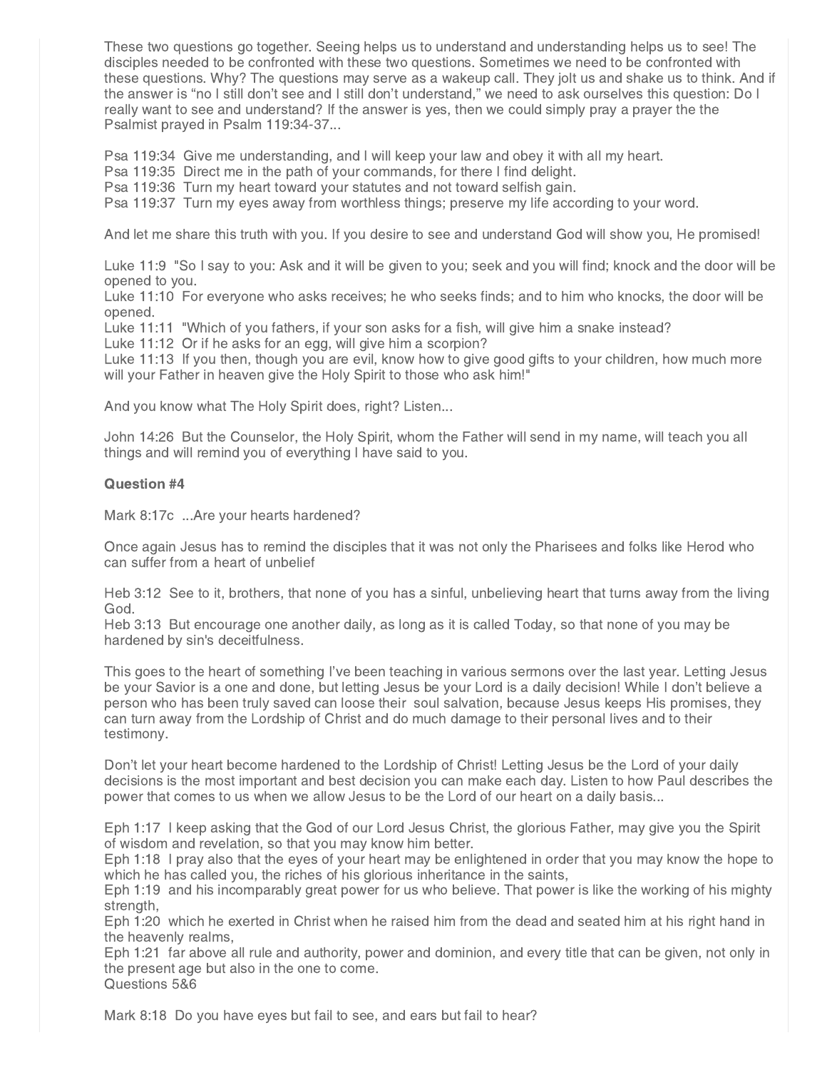These two questions go together. Seeing helps us to understand and understanding helps us to see! The disciples needed to be confronted with these two questions. Sometimes we need to be confronted with these questions. Why? The questions may serve as a wakeup call. They jolt us and shake us to think. And if the answer is "no I still don't see and I still don't understand," we need to ask ourselves this question: Do I really want to see and understand? If the answer is yes, then we could simply pray a prayer the the Psalmist prayed in Psalm 119:34-37...

Psa 119:34 Give me understanding, and I will keep your law and obey it with all my heart.
Psa 119:35 Direct me in the path of your commands, for there I find delight.
Psa 119:36 Turn my heart toward your statutes and not toward selfish gain.
Psa 119:37 Turn my eyes away from worthless things; preserve my life according to your word.

And let me share this truth with you. If you desire to see and understand God will show you, He promised!

Luke 11:9 "So I say to you: Ask and it will be given to you; seek and you will find; knock and the door will be opened to you.
Luke 11:10 For everyone who asks receives; he who seeks finds; and to him who knocks, the door will be opened.
Luke 11:11 "Which of you fathers, if your son asks for a fish, will give him a snake instead?
Luke 11:12 Or if he asks for an egg, will give him a scorpion?
Luke 11:13 If you then, though you are evil, know how to give good gifts to your children, how much more will your Father in heaven give the Holy Spirit to those who ask him!"

And you know what The Holy Spirit does, right? Listen...

John 14:26 But the Counselor, the Holy Spirit, whom the Father will send in my name, will teach you all things and will remind you of everything I have said to you.

**Question #4**

Mark 8:17c ...Are your hearts hardened?

Once again Jesus has to remind the disciples that it was not only the Pharisees and folks like Herod who can suffer from a heart of unbelief

Heb 3:12 See to it, brothers, that none of you has a sinful, unbelieving heart that turns away from the living God.
Heb 3:13 But encourage one another daily, as long as it is called Today, so that none of you may be hardened by sin's deceitfulness.

This goes to the heart of something I've been teaching in various sermons over the last year. Letting Jesus be your Savior is a one and done, but letting Jesus be your Lord is a daily decision! While I don't believe a person who has been truly saved can loose their soul salvation, because Jesus keeps His promises, they can turn away from the Lordship of Christ and do much damage to their personal lives and to their testimony.

Don't let your heart become hardened to the Lordship of Christ! Letting Jesus be the Lord of your daily decisions is the most important and best decision you can make each day. Listen to how Paul describes the power that comes to us when we allow Jesus to be the Lord of our heart on a daily basis...

Eph 1:17 I keep asking that the God of our Lord Jesus Christ, the glorious Father, may give you the Spirit of wisdom and revelation, so that you may know him better.
Eph 1:18 I pray also that the eyes of your heart may be enlightened in order that you may know the hope to which he has called you, the riches of his glorious inheritance in the saints,
Eph 1:19 and his incomparably great power for us who believe. That power is like the working of his mighty strength,
Eph 1:20 which he exerted in Christ when he raised him from the dead and seated him at his right hand in the heavenly realms,
Eph 1:21 far above all rule and authority, power and dominion, and every title that can be given, not only in the present age but also in the one to come.

Questions 5&6

Mark 8:18 Do you have eyes but fail to see, and ears but fail to hear?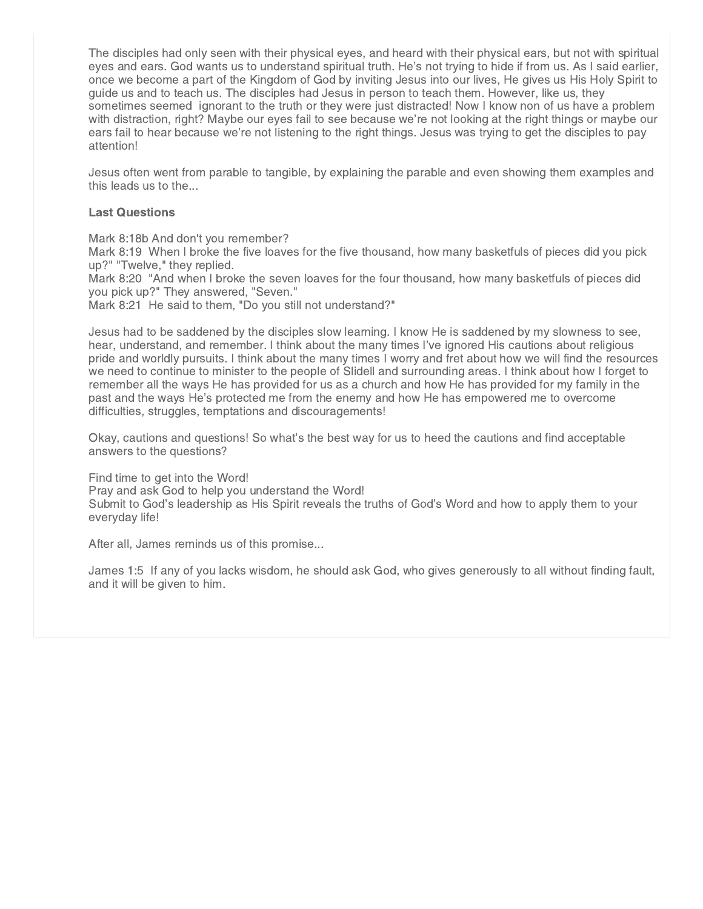The disciples had only seen with their physical eyes, and heard with their physical ears, but not with spiritual eyes and ears. God wants us to understand spiritual truth. He's not trying to hide if from us. As I said earlier, once we become a part of the Kingdom of God by inviting Jesus into our lives, He gives us His Holy Spirit to guide us and to teach us. The disciples had Jesus in person to teach them. However, like us, they sometimes seemed ignorant to the truth or they were just distracted! Now I know non of us have a problem with distraction, right? Maybe our eyes fail to see because we're not looking at the right things or maybe our ears fail to hear because we're not listening to the right things. Jesus was trying to get the disciples to pay attention!

Jesus often went from parable to tangible, by explaining the parable and even showing them examples and this leads us to the...

**Last Questions**

Mark 8:18b And don't you remember?
Mark 8:19 When I broke the five loaves for the five thousand, how many basketfuls of pieces did you pick up?" "Twelve," they replied.
Mark 8:20 "And when I broke the seven loaves for the four thousand, how many basketfuls of pieces did you pick up?" They answered, "Seven."
Mark 8:21 He said to them, "Do you still not understand?"

Jesus had to be saddened by the disciples slow learning. I know He is saddened by my slowness to see, hear, understand, and remember. I think about the many times I've ignored His cautions about religious pride and worldly pursuits. I think about the many times I worry and fret about how we will find the resources we need to continue to minister to the people of Slidell and surrounding areas. I think about how I forget to remember all the ways He has provided for us as a church and how He has provided for my family in the past and the ways He's protected me from the enemy and how He has empowered me to overcome difficulties, struggles, temptations and discouragements!

Okay, cautions and questions! So what's the best way for us to heed the cautions and find acceptable answers to the questions?

Find time to get into the Word!
Pray and ask God to help you understand the Word!
Submit to God's leadership as His Spirit reveals the truths of God's Word and how to apply them to your everyday life!

After all, James reminds us of this promise...

James 1:5 If any of you lacks wisdom, he should ask God, who gives generously to all without finding fault, and it will be given to him.